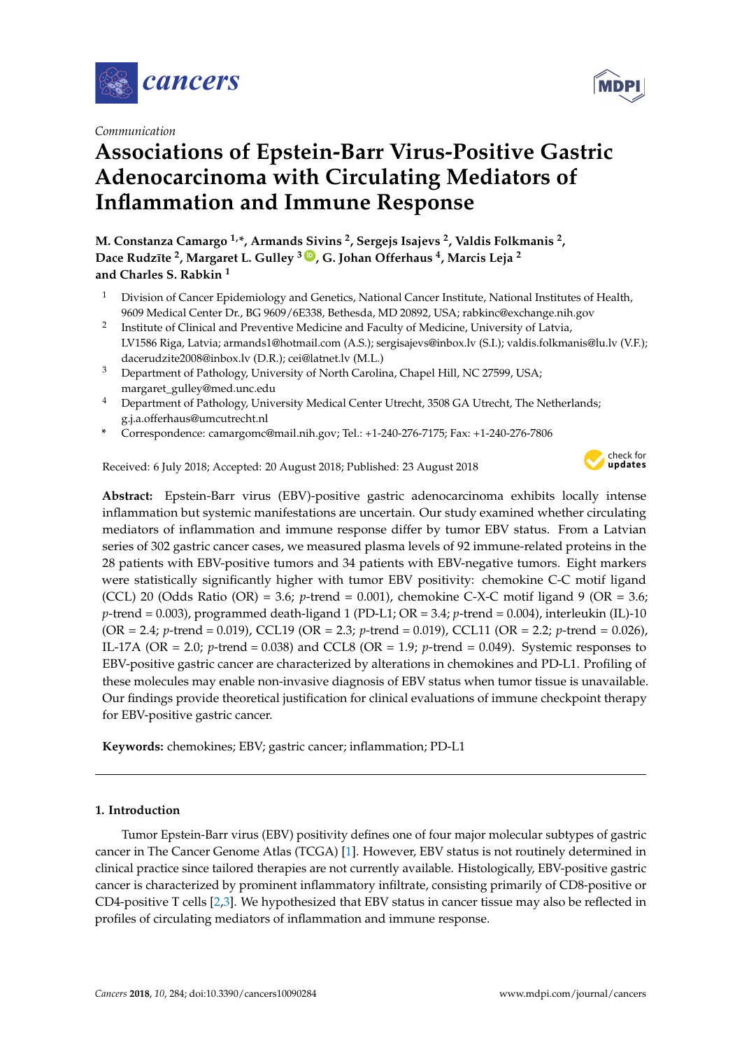*Communication*

# Associations of Epstein-Barr Virus-Positive Gastric Adenocarcinoma with Circulating Mediators of Inflammation and Immune Response

**M. Constanza Camargo [1,*], Armands Sivins [2], Sergejs Isajevs [2], Valdis Folkmanis [2], Dace Rudzīte [2], Margaret L. Gulley [3], G. Johan Offerhaus [4], Marcis Leja [2] and Charles S. Rabkin [1]**

1. Division of Cancer Epidemiology and Genetics, National Cancer Institute, National Institutes of Health, 9609 Medical Center Dr., BG 9609/6E338, Bethesda, MD 20892, USA; rabkinc@exchange.nih.gov
2. Institute of Clinical and Preventive Medicine and Faculty of Medicine, University of Latvia, LV1586 Riga, Latvia; armands1@hotmail.com (A.S.); sergisajevs@inbox.lv (S.I.); valdis.folkmanis@lu.lv (V.F.); dacerudzite2008@inbox.lv (D.R.); cei@latnet.lv (M.L.)
3. Department of Pathology, University of North Carolina, Chapel Hill, NC 27599, USA; margaret_gulley@med.unc.edu
4. Department of Pathology, University Medical Center Utrecht, 3508 GA Utrecht, The Netherlands; g.j.a.offerhaus@umcutrecht.nl

\* Correspondence: camargomc@mail.nih.gov; Tel.: +1-240-276-7175; Fax: +1-240-276-7806

Received: 6 July 2018; Accepted: 20 August 2018; Published: 23 August 2018

**Abstract:** Epstein-Barr virus (EBV)-positive gastric adenocarcinoma exhibits locally intense inflammation but systemic manifestations are uncertain. Our study examined whether circulating mediators of inflammation and immune response differ by tumor EBV status. From a Latvian series of 302 gastric cancer cases, we measured plasma levels of 92 immune-related proteins in the 28 patients with EBV-positive tumors and 34 patients with EBV-negative tumors. Eight markers were statistically significantly higher with tumor EBV positivity: chemokine C-C motif ligand (CCL) 20 (Odds Ratio (OR) = 3.6; *p*-trend = 0.001), chemokine C-X-C motif ligand 9 (OR = 3.6; *p*-trend = 0.003), programmed death-ligand 1 (PD-L1; OR = 3.4; *p*-trend = 0.004), interleukin (IL)-10 (OR = 2.4; *p*-trend = 0.019), CCL19 (OR = 2.3; *p*-trend = 0.019), CCL11 (OR = 2.2; *p*-trend = 0.026), IL-17A (OR = 2.0; *p*-trend = 0.038) and CCL8 (OR = 1.9; *p*-trend = 0.049). Systemic responses to EBV-positive gastric cancer are characterized by alterations in chemokines and PD-L1. Profiling of these molecules may enable non-invasive diagnosis of EBV status when tumor tissue is unavailable. Our findings provide theoretical justification for clinical evaluations of immune checkpoint therapy for EBV-positive gastric cancer.

**Keywords:** chemokines; EBV; gastric cancer; inflammation; PD-L1

## 1. Introduction

Tumor Epstein-Barr virus (EBV) positivity defines one of four major molecular subtypes of gastric cancer in The Cancer Genome Atlas (TCGA) [1]. However, EBV status is not routinely determined in clinical practice since tailored therapies are not currently available. Histologically, EBV-positive gastric cancer is characterized by prominent inflammatory infiltrate, consisting primarily of CD8-positive or CD4-positive T cells [2,3]. We hypothesized that EBV status in cancer tissue may also be reflected in profiles of circulating mediators of inflammation and immune response.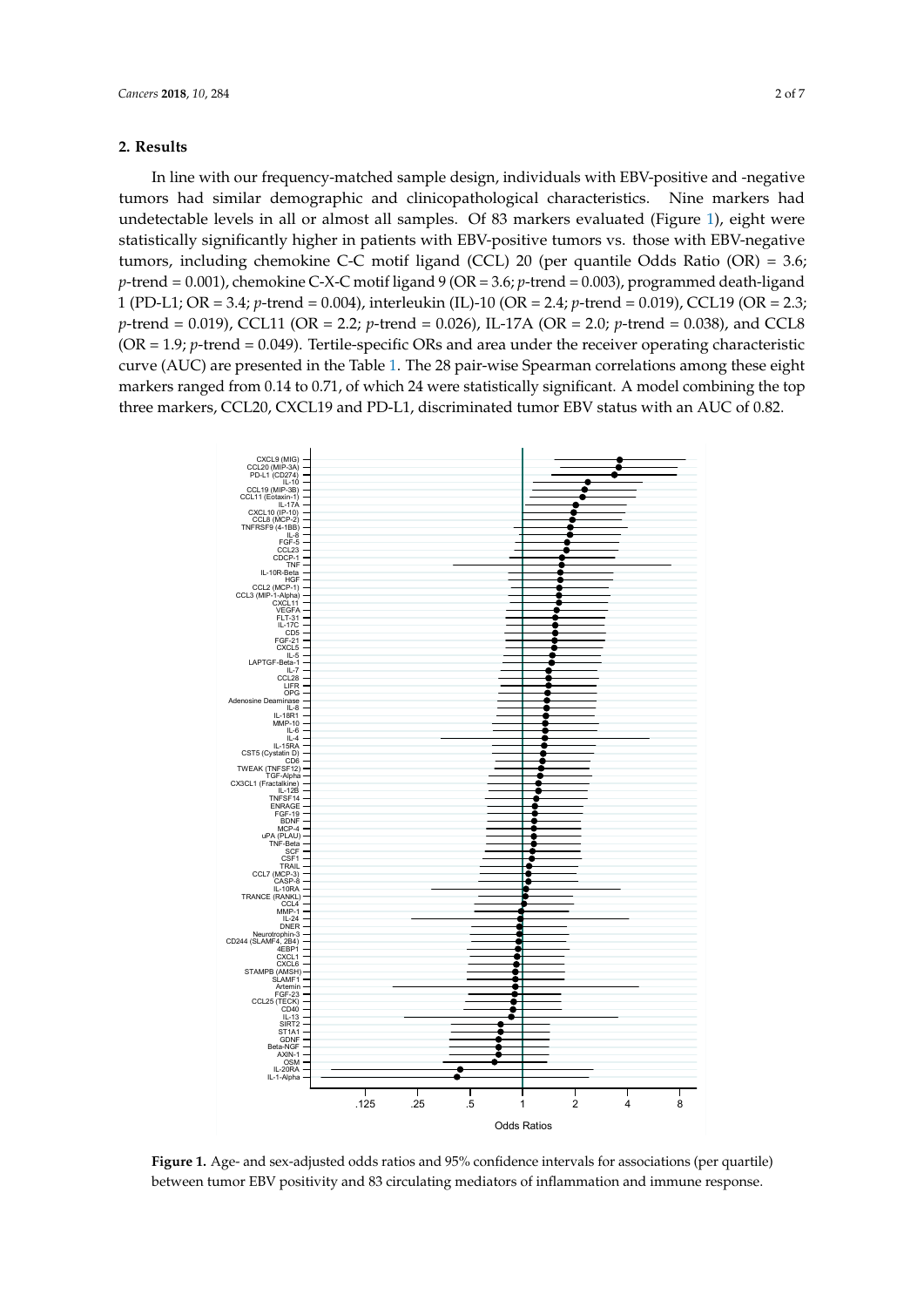## 2. Results

In line with our frequency-matched sample design, individuals with EBV-positive and -negative tumors had similar demographic and clinicopathological characteristics. Nine markers had undetectable levels in all or almost all samples. Of 83 markers evaluated (Figure 1), eight were statistically significantly higher in patients with EBV-positive tumors vs. those with EBV-negative tumors, including chemokine C-C motif ligand (CCL) 20 (per quantile Odds Ratio (OR) = 3.6; $p$-trend = 0.001), chemokine C-X-C motif ligand 9 (OR = 3.6; $p$-trend = 0.003), programmed death-ligand 1 (PD-L1; OR = 3.4; $p$-trend = 0.004), interleukin (IL)-10 (OR = 2.4; $p$-trend = 0.019), CCL19 (OR = 2.3; $p$-trend = 0.019), CCL11 (OR = 2.2; $p$-trend = 0.026), IL-17A (OR = 2.0; $p$-trend = 0.038), and CCL8 (OR = 1.9; $p$-trend = 0.049). Tertile-specific ORs and area under the receiver operating characteristic curve (AUC) are presented in the Table 1. The 28 pair-wise Spearman correlations among these eight markers ranged from 0.14 to 0.71, of which 24 were statistically significant. A model combining the top three markers, CCL20, CXCL19 and PD-L1, discriminated tumor EBV status with an AUC of 0.82.

**Figure 1.** Age- and sex-adjusted odds ratios and 95% confidence intervals for associations (per quartile) between tumor EBV positivity and 83 circulating mediators of inflammation and immune response.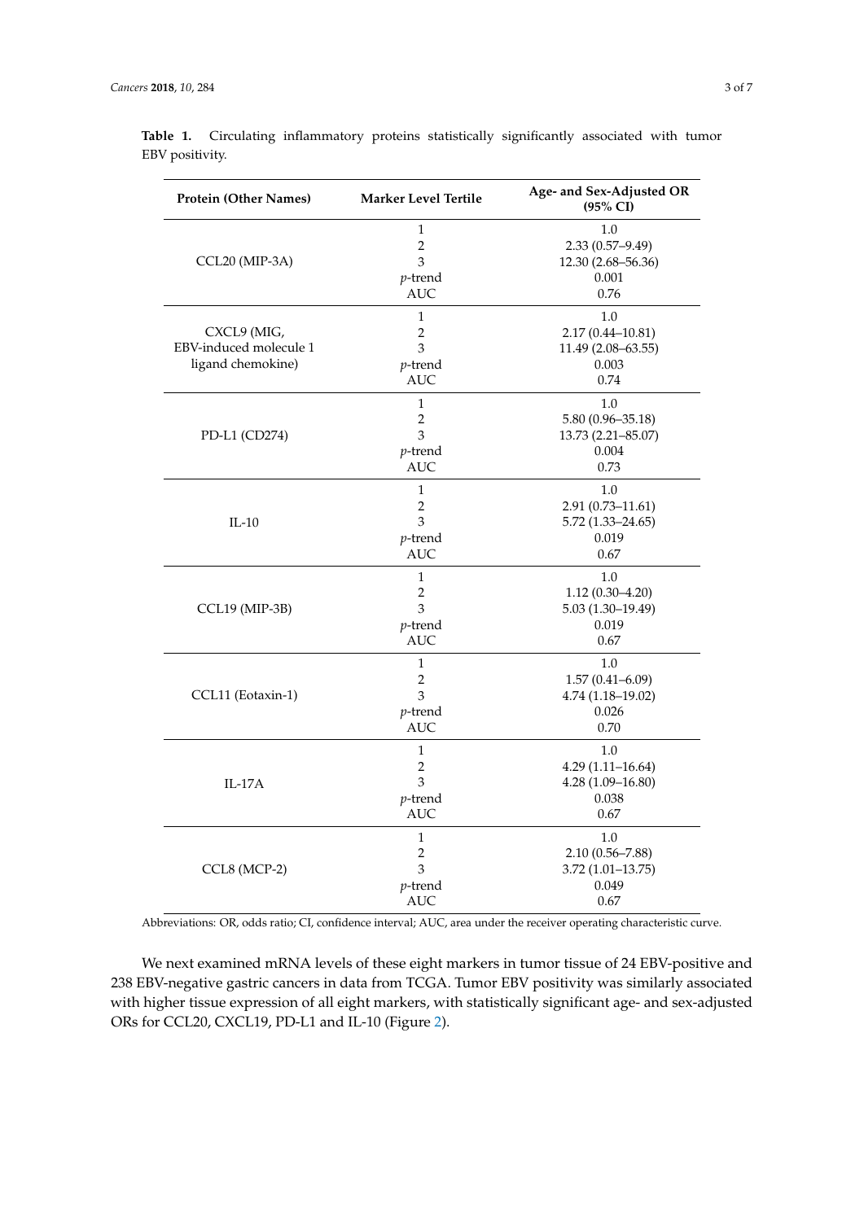**Table 1.** Circulating inflammatory proteins statistically significantly associated with tumor EBV positivity.

| Protein (Other Names) | Marker Level Tertile | Age- and Sex-Adjusted OR (95% CI) |
|---|---|---|
| CCL20 (MIP-3A) | 1 | 1.0 |
| | 2 | 2.33 (0.57–9.49) |
| | 3 | 12.30 (2.68–56.36) |
| | *p*-trend | 0.001 |
| | AUC | 0.76 |
| CXCL9 (MIG, EBV-induced molecule 1 ligand chemokine) | 1 | 1.0 |
| | 2 | 2.17 (0.44–10.81) |
| | 3 | 11.49 (2.08–63.55) |
| | *p*-trend | 0.003 |
| | AUC | 0.74 |
| PD-L1 (CD274) | 1 | 1.0 |
| | 2 | 5.80 (0.96–35.18) |
| | 3 | 13.73 (2.21–85.07) |
| | *p*-trend | 0.004 |
| | AUC | 0.73 |
| IL-10 | 1 | 1.0 |
| | 2 | 2.91 (0.73–11.61) |
| | 3 | 5.72 (1.33–24.65) |
| | *p*-trend | 0.019 |
| | AUC | 0.67 |
| CCL19 (MIP-3B) | 1 | 1.0 |
| | 2 | 1.12 (0.30–4.20) |
| | 3 | 5.03 (1.30–19.49) |
| | *p*-trend | 0.019 |
| | AUC | 0.67 |
| CCL11 (Eotaxin-1) | 1 | 1.0 |
| | 2 | 1.57 (0.41–6.09) |
| | 3 | 4.74 (1.18–19.02) |
| | *p*-trend | 0.026 |
| | AUC | 0.70 |
| IL-17A | 1 | 1.0 |
| | 2 | 4.29 (1.11–16.64) |
| | 3 | 4.28 (1.09–16.80) |
| | *p*-trend | 0.038 |
| | AUC | 0.67 |
| CCL8 (MCP-2) | 1 | 1.0 |
| | 2 | 2.10 (0.56–7.88) |
| | 3 | 3.72 (1.01–13.75) |
| | *p*-trend | 0.049 |
| | AUC | 0.67 |

Abbreviations: OR, odds ratio; CI, confidence interval; AUC, area under the receiver operating characteristic curve.

We next examined mRNA levels of these eight markers in tumor tissue of 24 EBV-positive and 238 EBV-negative gastric cancers in data from TCGA. Tumor EBV positivity was similarly associated with higher tissue expression of all eight markers, with statistically significant age- and sex-adjusted ORs for CCL20, CXCL19, PD-L1 and IL-10 (Figure 2).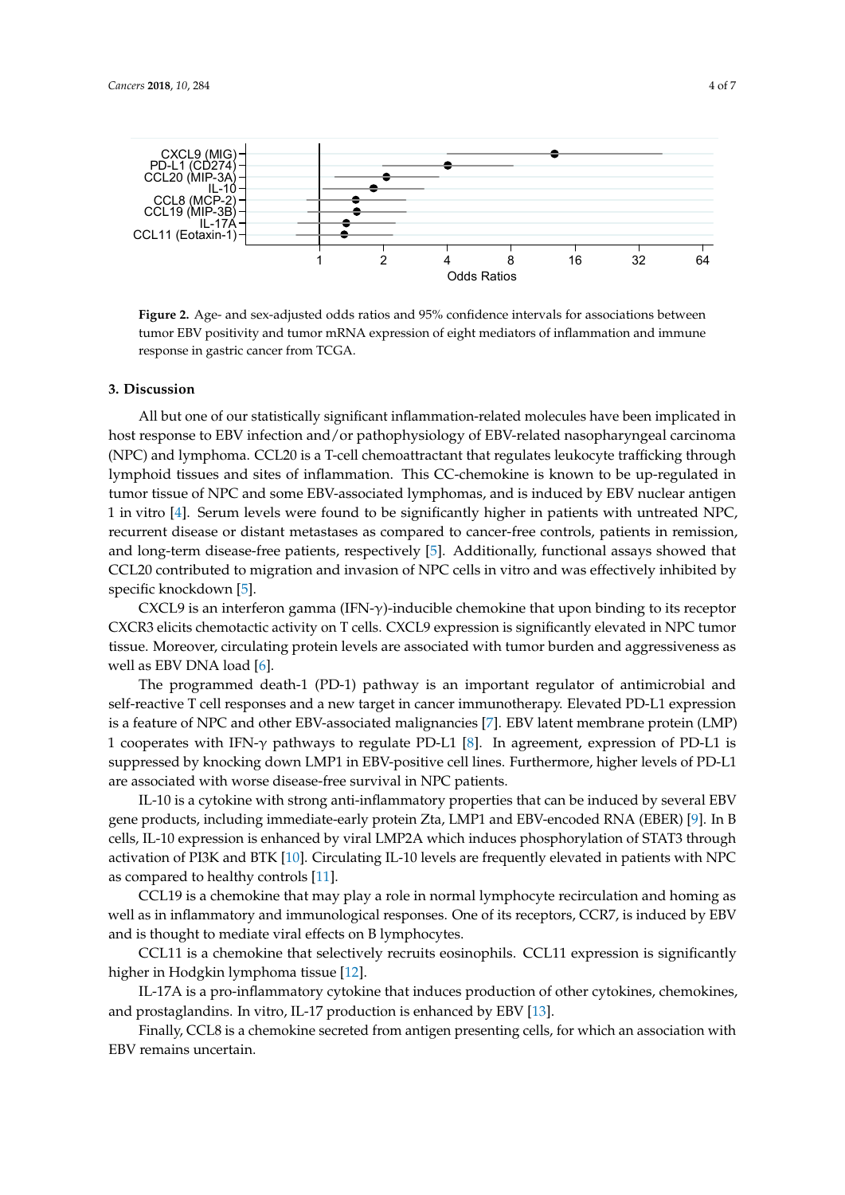Figure 2. Age- and sex-adjusted odds ratios and 95% confidence intervals for associations between tumor EBV positivity and tumor mRNA expression of eight mediators of inflammation and immune response in gastric cancer from TCGA.

## 3. Discussion

All but one of our statistically significant inflammation-related molecules have been implicated in host response to EBV infection and/or pathophysiology of EBV-related nasopharyngeal carcinoma (NPC) and lymphoma. CCL20 is a T-cell chemoattractant that regulates leukocyte trafficking through lymphoid tissues and sites of inflammation. This CC-chemokine is known to be up-regulated in tumor tissue of NPC and some EBV-associated lymphomas, and is induced by EBV nuclear antigen 1 in vitro [4]. Serum levels were found to be significantly higher in patients with untreated NPC, recurrent disease or distant metastases as compared to cancer-free controls, patients in remission, and long-term disease-free patients, respectively [5]. Additionally, functional assays showed that CCL20 contributed to migration and invasion of NPC cells in vitro and was effectively inhibited by specific knockdown [5].

CXCL9 is an interferon gamma (IFN-$\gamma$)-inducible chemokine that upon binding to its receptor CXCR3 elicits chemotactic activity on T cells. CXCL9 expression is significantly elevated in NPC tumor tissue. Moreover, circulating protein levels are associated with tumor burden and aggressiveness as well as EBV DNA load [6].

The programmed death-1 (PD-1) pathway is an important regulator of antimicrobial and self-reactive T cell responses and a new target in cancer immunotherapy. Elevated PD-L1 expression is a feature of NPC and other EBV-associated malignancies [7]. EBV latent membrane protein (LMP) 1 cooperates with IFN-$\gamma$ pathways to regulate PD-L1 [8]. In agreement, expression of PD-L1 is suppressed by knocking down LMP1 in EBV-positive cell lines. Furthermore, higher levels of PD-L1 are associated with worse disease-free survival in NPC patients.

IL-10 is a cytokine with strong anti-inflammatory properties that can be induced by several EBV gene products, including immediate-early protein Zta, LMP1 and EBV-encoded RNA (EBER) [9]. In B cells, IL-10 expression is enhanced by viral LMP2A which induces phosphorylation of STAT3 through activation of PI3K and BTK [10]. Circulating IL-10 levels are frequently elevated in patients with NPC as compared to healthy controls [11].

CCL19 is a chemokine that may play a role in normal lymphocyte recirculation and homing as well as in inflammatory and immunological responses. One of its receptors, CCR7, is induced by EBV and is thought to mediate viral effects on B lymphocytes.

CCL11 is a chemokine that selectively recruits eosinophils. CCL11 expression is significantly higher in Hodgkin lymphoma tissue [12].

IL-17A is a pro-inflammatory cytokine that induces production of other cytokines, chemokines, and prostaglandins. In vitro, IL-17 production is enhanced by EBV [13].

Finally, CCL8 is a chemokine secreted from antigen presenting cells, for which an association with EBV remains uncertain.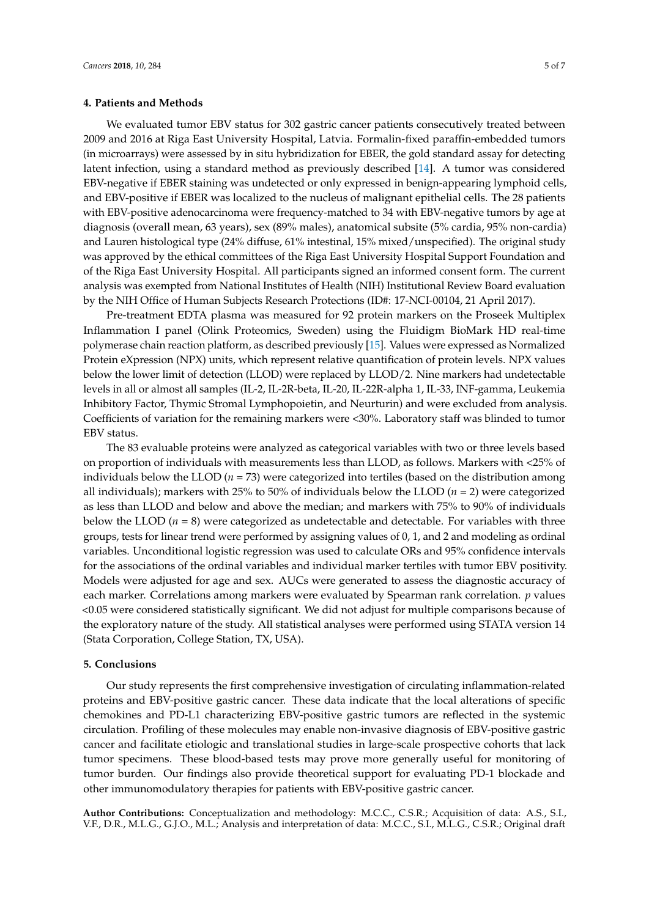## 4. Patients and Methods

We evaluated tumor EBV status for 302 gastric cancer patients consecutively treated between 2009 and 2016 at Riga East University Hospital, Latvia. Formalin-fixed paraffin-embedded tumors (in microarrays) were assessed by in situ hybridization for EBER, the gold standard assay for detecting latent infection, using a standard method as previously described [14]. A tumor was considered EBV-negative if EBER staining was undetected or only expressed in benign-appearing lymphoid cells, and EBV-positive if EBER was localized to the nucleus of malignant epithelial cells. The 28 patients with EBV-positive adenocarcinoma were frequency-matched to 34 with EBV-negative tumors by age at diagnosis (overall mean, 63 years), sex (89% males), anatomical subsite (5% cardia, 95% non-cardia) and Lauren histological type (24% diffuse, 61% intestinal, 15% mixed/unspecified). The original study was approved by the ethical committees of the Riga East University Hospital Support Foundation and of the Riga East University Hospital. All participants signed an informed consent form. The current analysis was exempted from National Institutes of Health (NIH) Institutional Review Board evaluation by the NIH Office of Human Subjects Research Protections (ID#: 17-NCI-00104, 21 April 2017).

Pre-treatment EDTA plasma was measured for 92 protein markers on the Proseek Multiplex Inflammation I panel (Olink Proteomics, Sweden) using the Fluidigm BioMark HD real-time polymerase chain reaction platform, as described previously [15]. Values were expressed as Normalized Protein eXpression (NPX) units, which represent relative quantification of protein levels. NPX values below the lower limit of detection (LLOD) were replaced by LLOD/2. Nine markers had undetectable levels in all or almost all samples (IL-2, IL-2R-beta, IL-20, IL-22R-alpha 1, IL-33, INF-gamma, Leukemia Inhibitory Factor, Thymic Stromal Lymphopoietin, and Neurturin) and were excluded from analysis. Coefficients of variation for the remaining markers were <30%. Laboratory staff was blinded to tumor EBV status.

The 83 evaluable proteins were analyzed as categorical variables with two or three levels based on proportion of individuals with measurements less than LLOD, as follows. Markers with <25% of individuals below the LLOD ($n = 73$) were categorized into tertiles (based on the distribution among all individuals); markers with 25% to 50% of individuals below the LLOD ($n = 2$) were categorized as less than LLOD and below and above the median; and markers with 75% to 90% of individuals below the LLOD ($n = 8$) were categorized as undetectable and detectable. For variables with three groups, tests for linear trend were performed by assigning values of 0, 1, and 2 and modeling as ordinal variables. Unconditional logistic regression was used to calculate ORs and 95% confidence intervals for the associations of the ordinal variables and individual marker tertiles with tumor EBV positivity. Models were adjusted for age and sex. AUCs were generated to assess the diagnostic accuracy of each marker. Correlations among markers were evaluated by Spearman rank correlation. $p$ values <0.05 were considered statistically significant. We did not adjust for multiple comparisons because of the exploratory nature of the study. All statistical analyses were performed using STATA version 14 (Stata Corporation, College Station, TX, USA).

## 5. Conclusions

Our study represents the first comprehensive investigation of circulating inflammation-related proteins and EBV-positive gastric cancer. These data indicate that the local alterations of specific chemokines and PD-L1 characterizing EBV-positive gastric tumors are reflected in the systemic circulation. Profiling of these molecules may enable non-invasive diagnosis of EBV-positive gastric cancer and facilitate etiologic and translational studies in large-scale prospective cohorts that lack tumor specimens. These blood-based tests may prove more generally useful for monitoring of tumor burden. Our findings also provide theoretical support for evaluating PD-1 blockade and other immunomodulatory therapies for patients with EBV-positive gastric cancer.

**Author Contributions:** Conceptualization and methodology: M.C.C., C.S.R.; Acquisition of data: A.S., S.I., V.F., D.R., M.L.G., G.J.O., M.L.; Analysis and interpretation of data: M.C.C., S.I., M.L.G., C.S.R.; Original draft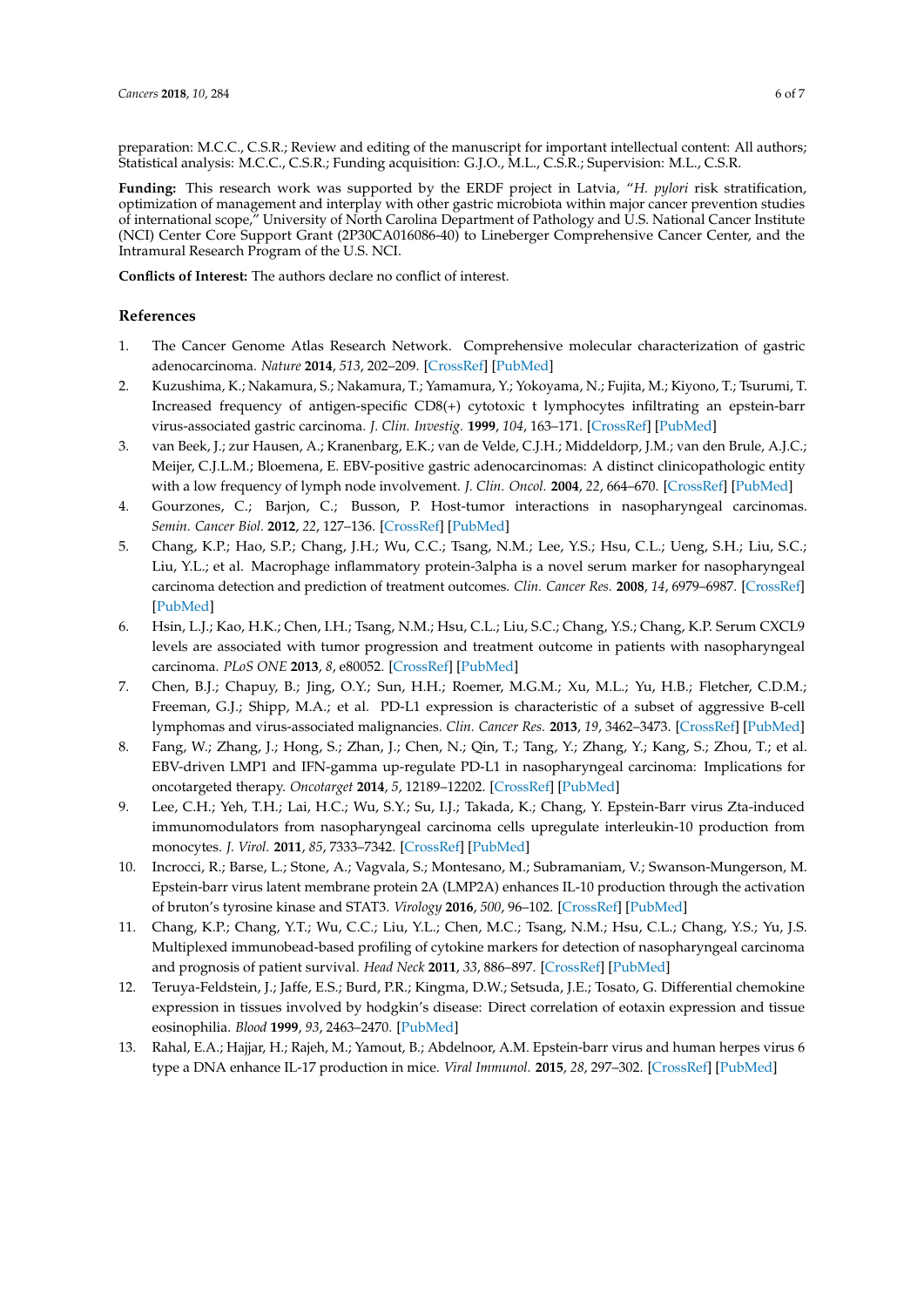preparation: M.C.C., C.S.R.; Review and editing of the manuscript for important intellectual content: All authors; Statistical analysis: M.C.C., C.S.R.; Funding acquisition: G.J.O., M.L., C.S.R.; Supervision: M.L., C.S.R.

**Funding:** This research work was supported by the ERDF project in Latvia, "*H. pylori* risk stratification, optimization of management and interplay with other gastric microbiota within major cancer prevention studies of international scope," University of North Carolina Department of Pathology and U.S. National Cancer Institute (NCI) Center Core Support Grant (2P30CA016086-40) to Lineberger Comprehensive Cancer Center, and the Intramural Research Program of the U.S. NCI.

**Conflicts of Interest:** The authors declare no conflict of interest.

## References

1. The Cancer Genome Atlas Research Network. Comprehensive molecular characterization of gastric adenocarcinoma. *Nature* **2014**, *513*, 202–209. [CrossRef] [PubMed]
2. Kuzushima, K.; Nakamura, S.; Nakamura, T.; Yamamura, Y.; Yokoyama, N.; Fujita, M.; Kiyono, T.; Tsurumi, T. Increased frequency of antigen-specific CD8(+) cytotoxic t lymphocytes infiltrating an epstein-barr virus-associated gastric carcinoma. *J. Clin. Investig.* **1999**, *104*, 163–171. [CrossRef] [PubMed]
3. van Beek, J.; zur Hausen, A.; Kranenbarg, E.K.; van de Velde, C.J.H.; Middeldorp, J.M.; van den Brule, A.J.C.; Meijer, C.J.L.M.; Bloemena, E. EBV-positive gastric adenocarcinomas: A distinct clinicopathologic entity with a low frequency of lymph node involvement. *J. Clin. Oncol.* **2004**, *22*, 664–670. [CrossRef] [PubMed]
4. Gourzones, C.; Barjon, C.; Busson, P. Host-tumor interactions in nasopharyngeal carcinomas. *Semin. Cancer Biol.* **2012**, *22*, 127–136. [CrossRef] [PubMed]
5. Chang, K.P.; Hao, S.P.; Chang, J.H.; Wu, C.C.; Tsang, N.M.; Lee, Y.S.; Hsu, C.L.; Ueng, S.H.; Liu, S.C.; Liu, Y.L.; et al. Macrophage inflammatory protein-3alpha is a novel serum marker for nasopharyngeal carcinoma detection and prediction of treatment outcomes. *Clin. Cancer Res.* **2008**, *14*, 6979–6987. [CrossRef] [PubMed]
6. Hsin, L.J.; Kao, H.K.; Chen, I.H.; Tsang, N.M.; Hsu, C.L.; Liu, S.C.; Chang, Y.S.; Chang, K.P. Serum CXCL9 levels are associated with tumor progression and treatment outcome in patients with nasopharyngeal carcinoma. *PLoS ONE* **2013**, *8*, e80052. [CrossRef] [PubMed]
7. Chen, B.J.; Chapuy, B.; Jing, O.Y.; Sun, H.H.; Roemer, M.G.M.; Xu, M.L.; Yu, H.B.; Fletcher, C.D.M.; Freeman, G.J.; Shipp, M.A.; et al. PD-L1 expression is characteristic of a subset of aggressive B-cell lymphomas and virus-associated malignancies. *Clin. Cancer Res.* **2013**, *19*, 3462–3473. [CrossRef] [PubMed]
8. Fang, W.; Zhang, J.; Hong, S.; Zhan, J.; Chen, N.; Qin, T.; Tang, Y.; Zhang, Y.; Kang, S.; Zhou, T.; et al. EBV-driven LMP1 and IFN-gamma up-regulate PD-L1 in nasopharyngeal carcinoma: Implications for oncotargeted therapy. *Oncotarget* **2014**, *5*, 12189–12202. [CrossRef] [PubMed]
9. Lee, C.H.; Yeh, T.H.; Lai, H.C.; Wu, S.Y.; Su, I.J.; Takada, K.; Chang, Y. Epstein-Barr virus Zta-induced immunomodulators from nasopharyngeal carcinoma cells upregulate interleukin-10 production from monocytes. *J. Virol.* **2011**, *85*, 7333–7342. [CrossRef] [PubMed]
10. Incrocci, R.; Barse, L.; Stone, A.; Vagvala, S.; Montesano, M.; Subramaniam, V.; Swanson-Mungerson, M. Epstein-barr virus latent membrane protein 2A (LMP2A) enhances IL-10 production through the activation of bruton's tyrosine kinase and STAT3. *Virology* **2016**, *500*, 96–102. [CrossRef] [PubMed]
11. Chang, K.P.; Chang, Y.T.; Wu, C.C.; Liu, Y.L.; Chen, M.C.; Tsang, N.M.; Hsu, C.L.; Chang, Y.S.; Yu, J.S. Multiplexed immunobead-based profiling of cytokine markers for detection of nasopharyngeal carcinoma and prognosis of patient survival. *Head Neck* **2011**, *33*, 886–897. [CrossRef] [PubMed]
12. Teruya-Feldstein, J.; Jaffe, E.S.; Burd, P.R.; Kingma, D.W.; Setsuda, J.E.; Tosato, G. Differential chemokine expression in tissues involved by hodgkin's disease: Direct correlation of eotaxin expression and tissue eosinophilia. *Blood* **1999**, *93*, 2463–2470. [PubMed]
13. Rahal, E.A.; Hajjar, H.; Rajeh, M.; Yamout, B.; Abdelnoor, A.M. Epstein-barr virus and human herpes virus 6 type a DNA enhance IL-17 production in mice. *Viral Immunol.* **2015**, *28*, 297–302. [CrossRef] [PubMed]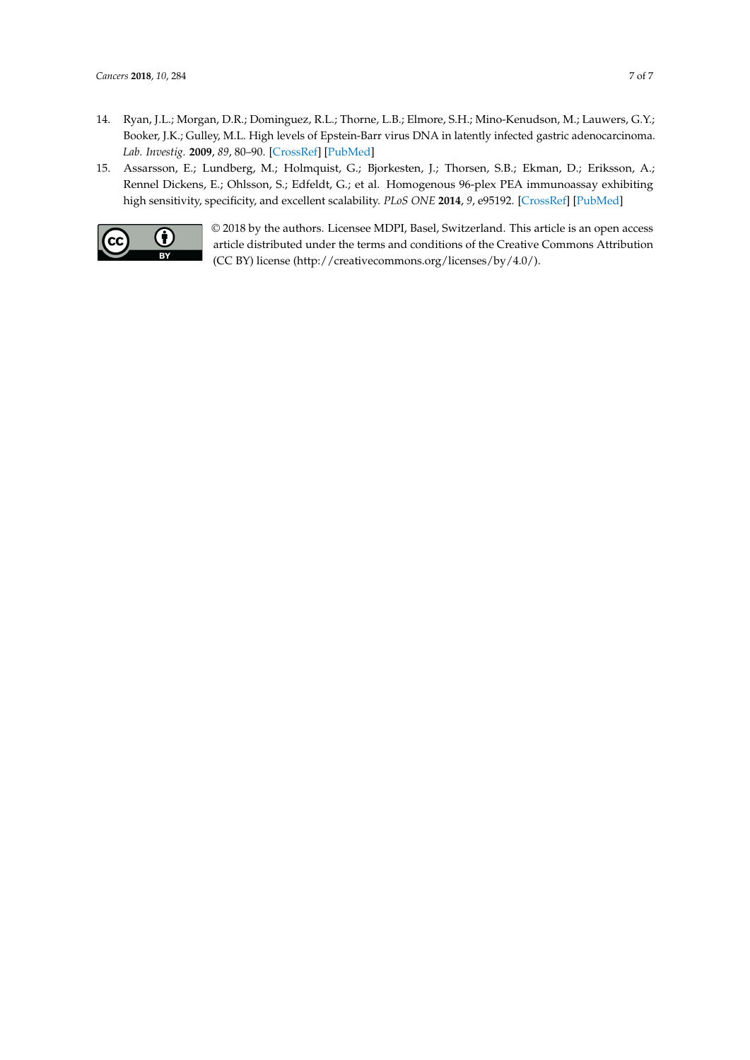14. Ryan, J.L.; Morgan, D.R.; Dominguez, R.L.; Thorne, L.B.; Elmore, S.H.; Mino-Kenudson, M.; Lauwers, G.Y.; Booker, J.K.; Gulley, M.L. High levels of Epstein-Barr virus DNA in latently infected gastric adenocarcinoma. *Lab. Investig.* **2009**, *89*, 80–90. [CrossRef] [PubMed]
15. Assarsson, E.; Lundberg, M.; Holmquist, G.; Bjorkesten, J.; Thorsen, S.B.; Ekman, D.; Eriksson, A.; Rennel Dickens, E.; Ohlsson, S.; Edfeldt, G.; et al. Homogenous 96-plex PEA immunoassay exhibiting high sensitivity, specificity, and excellent scalability. *PLoS ONE* **2014**, *9*, e95192. [CrossRef] [PubMed]

© 2018 by the authors. Licensee MDPI, Basel, Switzerland. This article is an open access article distributed under the terms and conditions of the Creative Commons Attribution (CC BY) license (http://creativecommons.org/licenses/by/4.0/).